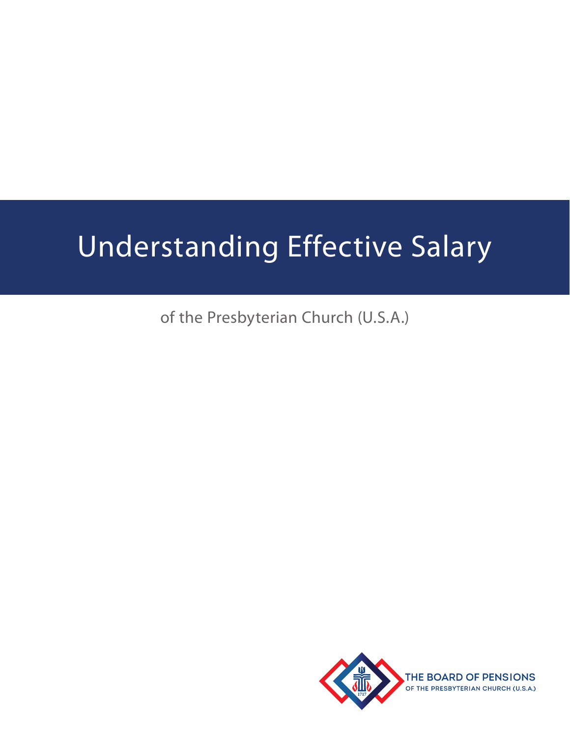# Understanding Effective Salary

of the Presbyterian Church (U.S.A.)

THE BOARD OF PENSIONS
OF THE PRESBYTERIAN CHURCH (U.S.A.)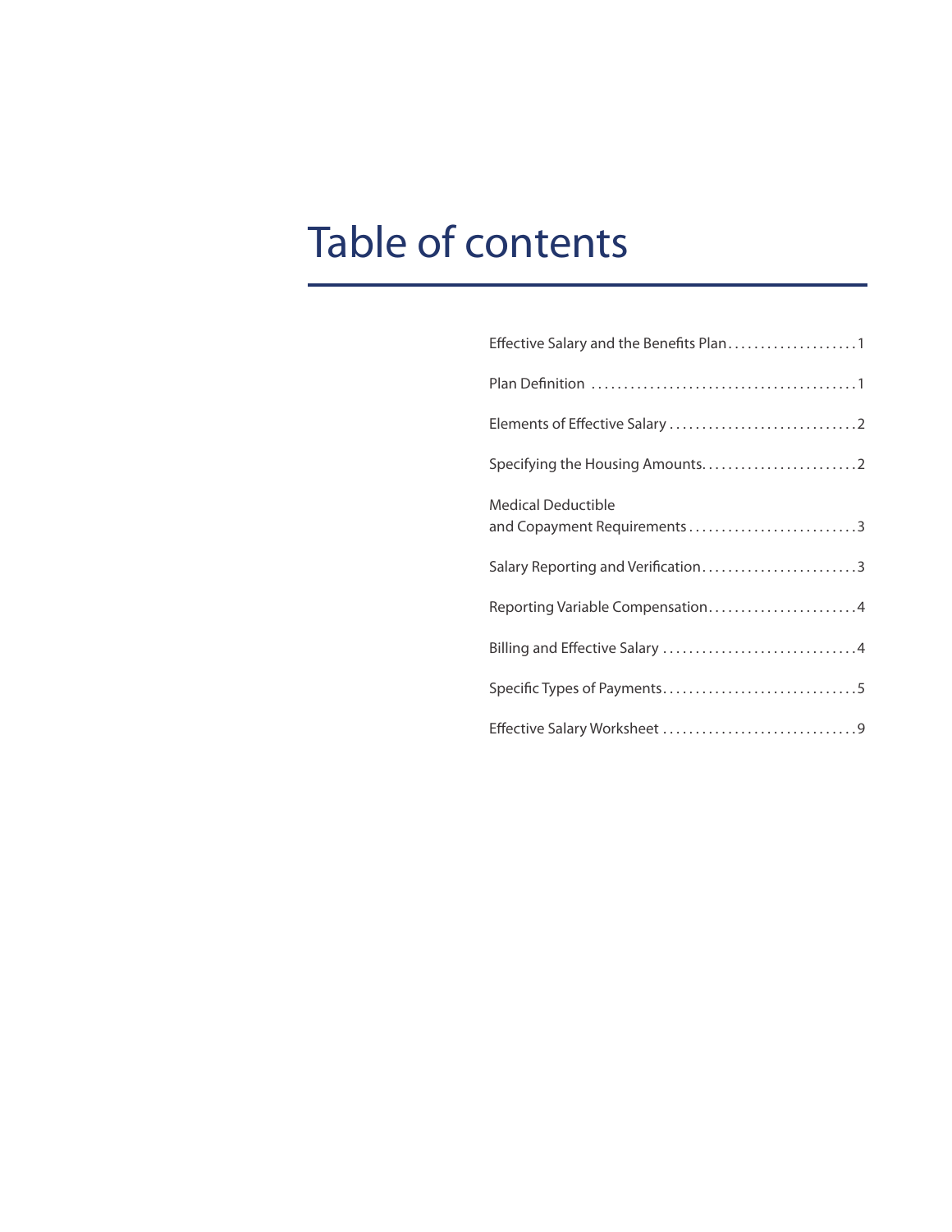# Table of contents

| | |
|---|---|
| Effective Salary and the Benefits Plan | 1 |
| Plan Definition | 1 |
| Elements of Effective Salary | 2 |
| Specifying the Housing Amounts | 2 |
| Medical Deductible and Copayment Requirements | 3 |
| Salary Reporting and Verification | 3 |
| Reporting Variable Compensation | 4 |
| Billing and Effective Salary | 4 |
| Specific Types of Payments | 5 |
| Effective Salary Worksheet | 9 |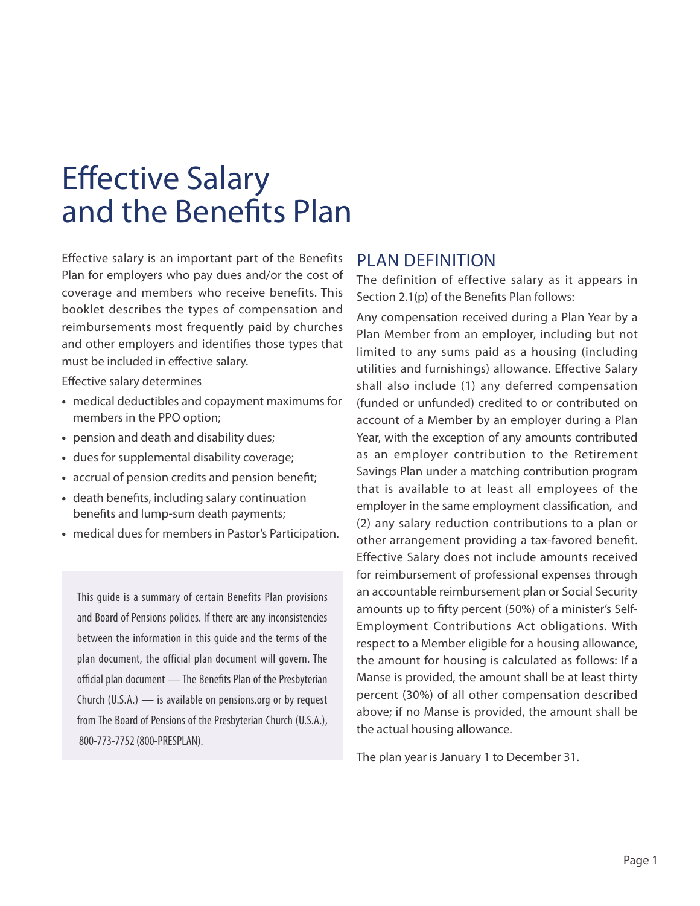# Effective Salary and the Benefits Plan

Effective salary is an important part of the Benefits Plan for employers who pay dues and/or the cost of coverage and members who receive benefits. This booklet describes the types of compensation and reimbursements most frequently paid by churches and other employers and identifies those types that must be included in effective salary.

Effective salary determines

- medical deductibles and copayment maximums for members in the PPO option;
- pension and death and disability dues;
- dues for supplemental disability coverage;
- accrual of pension credits and pension benefit;
- death benefits, including salary continuation benefits and lump-sum death payments;
- medical dues for members in Pastor's Participation.

This guide is a summary of certain Benefits Plan provisions and Board of Pensions policies. If there are any inconsistencies between the information in this guide and the terms of the plan document, the official plan document will govern. The official plan document — The Benefits Plan of the Presbyterian Church (U.S.A.) — is available on pensions.org or by request from The Board of Pensions of the Presbyterian Church (U.S.A.), 800-773-7752 (800-PRESPLAN).

## PLAN DEFINITION

The definition of effective salary as it appears in Section 2.1(p) of the Benefits Plan follows:

Any compensation received during a Plan Year by a Plan Member from an employer, including but not limited to any sums paid as a housing (including utilities and furnishings) allowance. Effective Salary shall also include (1) any deferred compensation (funded or unfunded) credited to or contributed on account of a Member by an employer during a Plan Year, with the exception of any amounts contributed as an employer contribution to the Retirement Savings Plan under a matching contribution program that is available to at least all employees of the employer in the same employment classification, and (2) any salary reduction contributions to a plan or other arrangement providing a tax-favored benefit. Effective Salary does not include amounts received for reimbursement of professional expenses through an accountable reimbursement plan or Social Security amounts up to fifty percent (50%) of a minister's Self-Employment Contributions Act obligations. With respect to a Member eligible for a housing allowance, the amount for housing is calculated as follows: If a Manse is provided, the amount shall be at least thirty percent (30%) of all other compensation described above; if no Manse is provided, the amount shall be the actual housing allowance.

The plan year is January 1 to December 31.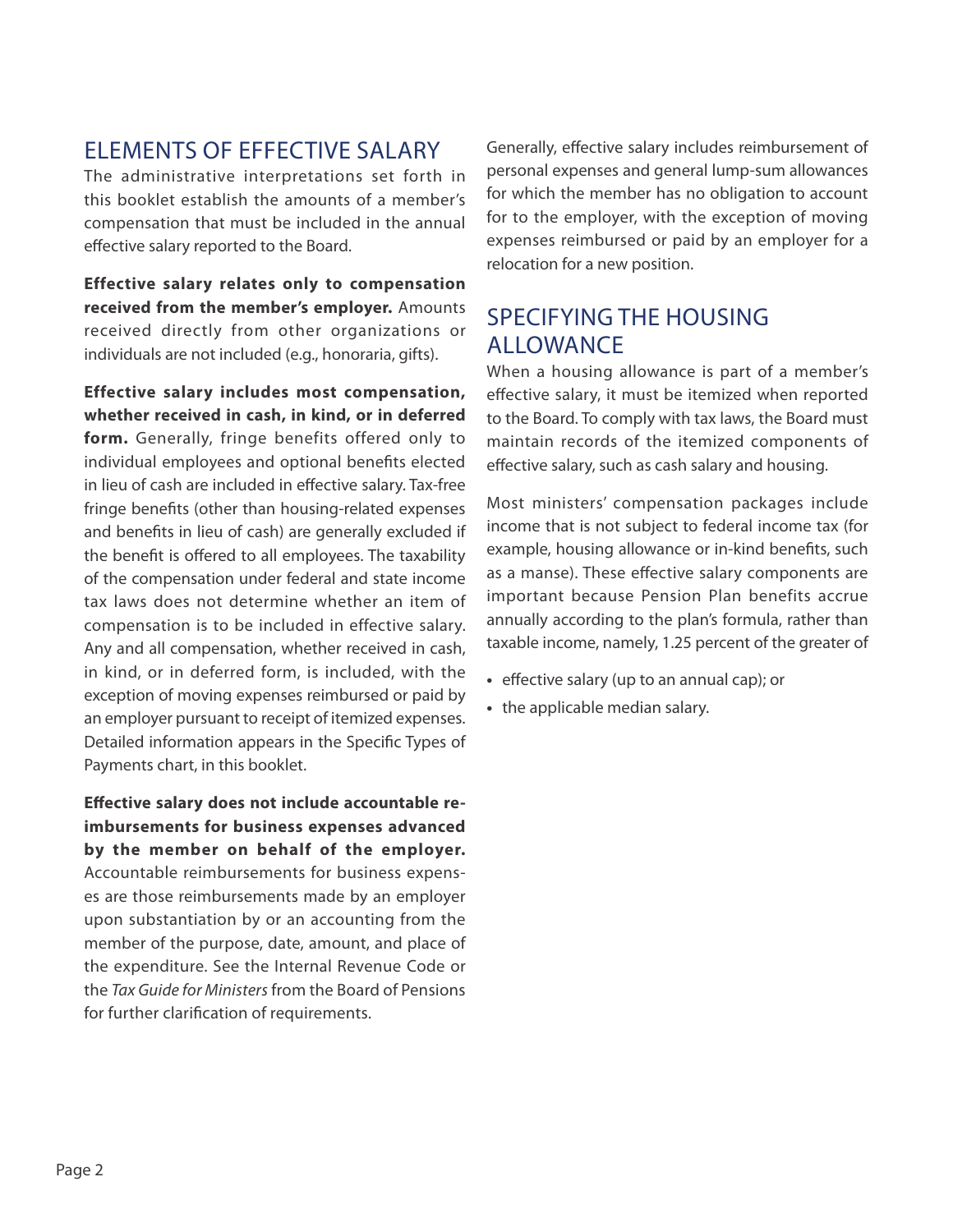## ELEMENTS OF EFFECTIVE SALARY

The administrative interpretations set forth in this booklet establish the amounts of a member's compensation that must be included in the annual effective salary reported to the Board.

**Effective salary relates only to compensation received from the member's employer.** Amounts received directly from other organizations or individuals are not included (e.g., honoraria, gifts).

**Effective salary includes most compensation, whether received in cash, in kind, or in deferred form.** Generally, fringe benefits offered only to individual employees and optional benefits elected in lieu of cash are included in effective salary. Tax-free fringe benefits (other than housing-related expenses and benefits in lieu of cash) are generally excluded if the benefit is offered to all employees. The taxability of the compensation under federal and state income tax laws does not determine whether an item of compensation is to be included in effective salary. Any and all compensation, whether received in cash, in kind, or in deferred form, is included, with the exception of moving expenses reimbursed or paid by an employer pursuant to receipt of itemized expenses. Detailed information appears in the Specific Types of Payments chart, in this booklet.

**Effective salary does not include accountable reimbursements for business expenses advanced by the member on behalf of the employer.** Accountable reimbursements for business expenses are those reimbursements made by an employer upon substantiation by or an accounting from the member of the purpose, date, amount, and place of the expenditure. See the Internal Revenue Code or the *Tax Guide for Ministers* from the Board of Pensions for further clarification of requirements.

Generally, effective salary includes reimbursement of personal expenses and general lump-sum allowances for which the member has no obligation to account for to the employer, with the exception of moving expenses reimbursed or paid by an employer for a relocation for a new position.

## SPECIFYING THE HOUSING ALLOWANCE

When a housing allowance is part of a member's effective salary, it must be itemized when reported to the Board. To comply with tax laws, the Board must maintain records of the itemized components of effective salary, such as cash salary and housing.

Most ministers' compensation packages include income that is not subject to federal income tax (for example, housing allowance or in-kind benefits, such as a manse). These effective salary components are important because Pension Plan benefits accrue annually according to the plan's formula, rather than taxable income, namely, 1.25 percent of the greater of

- effective salary (up to an annual cap); or
- the applicable median salary.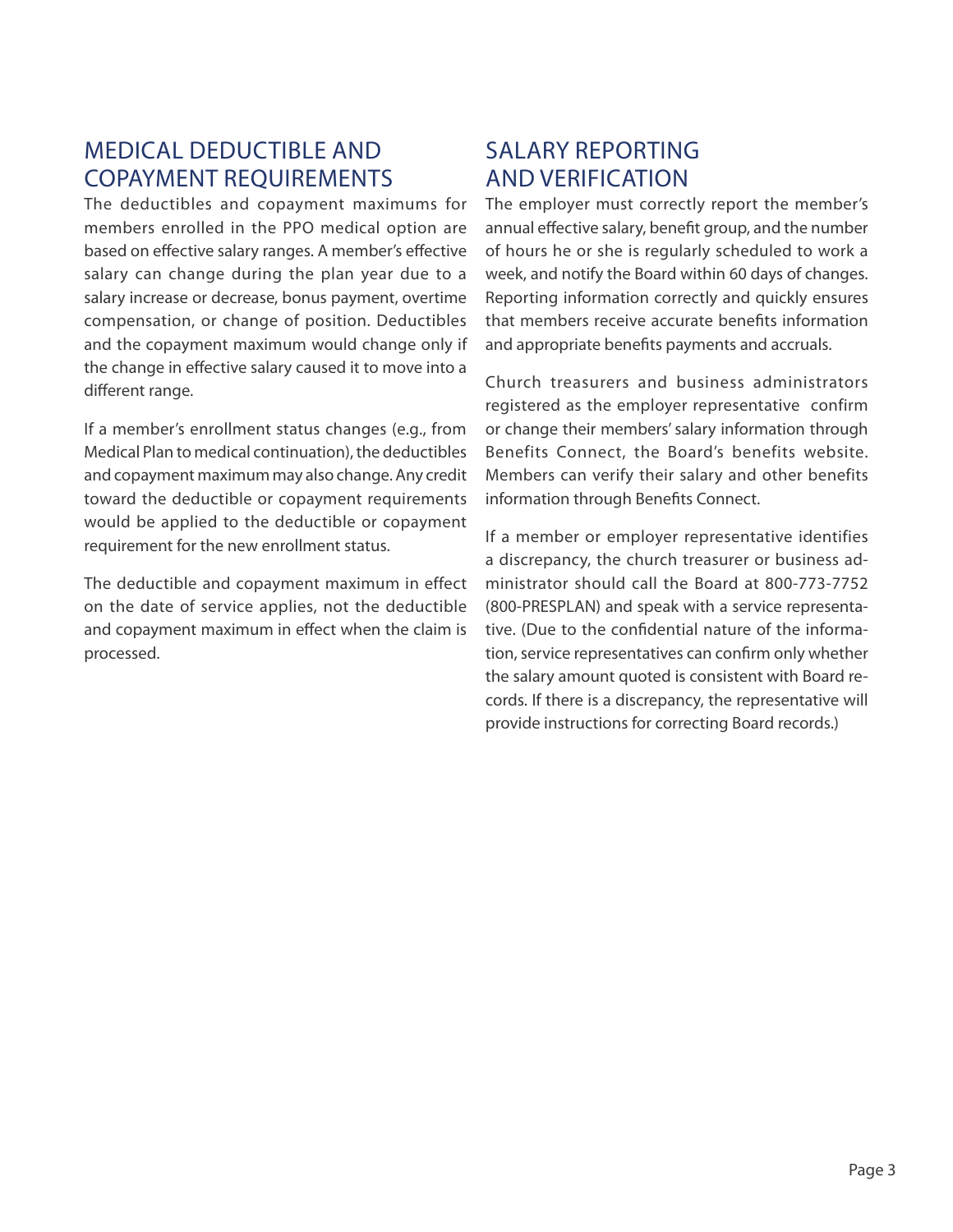## MEDICAL DEDUCTIBLE AND COPAYMENT REQUIREMENTS

The deductibles and copayment maximums for members enrolled in the PPO medical option are based on effective salary ranges. A member's effective salary can change during the plan year due to a salary increase or decrease, bonus payment, overtime compensation, or change of position. Deductibles and the copayment maximum would change only if the change in effective salary caused it to move into a different range.

If a member's enrollment status changes (e.g., from Medical Plan to medical continuation), the deductibles and copayment maximum may also change. Any credit toward the deductible or copayment requirements would be applied to the deductible or copayment requirement for the new enrollment status.

The deductible and copayment maximum in effect on the date of service applies, not the deductible and copayment maximum in effect when the claim is processed.

## SALARY REPORTING AND VERIFICATION

The employer must correctly report the member's annual effective salary, benefit group, and the number of hours he or she is regularly scheduled to work a week, and notify the Board within 60 days of changes. Reporting information correctly and quickly ensures that members receive accurate benefits information and appropriate benefits payments and accruals.

Church treasurers and business administrators registered as the employer representative confirm or change their members' salary information through Benefits Connect, the Board's benefits website. Members can verify their salary and other benefits information through Benefits Connect.

If a member or employer representative identifies a discrepancy, the church treasurer or business administrator should call the Board at 800-773-7752 (800-PRESPLAN) and speak with a service representative. (Due to the confidential nature of the information, service representatives can confirm only whether the salary amount quoted is consistent with Board records. If there is a discrepancy, the representative will provide instructions for correcting Board records.)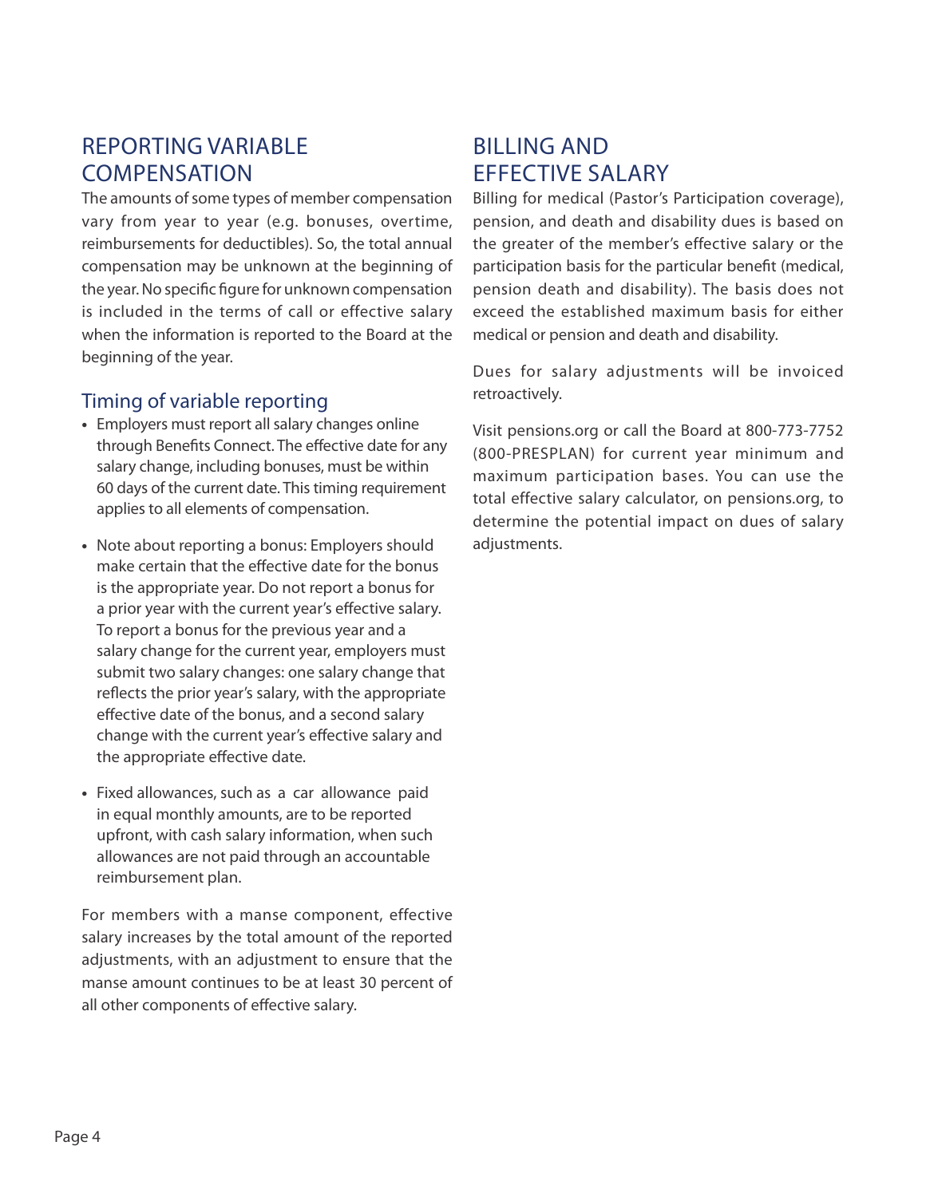## REPORTING VARIABLE COMPENSATION

The amounts of some types of member compensation vary from year to year (e.g. bonuses, overtime, reimbursements for deductibles). So, the total annual compensation may be unknown at the beginning of the year. No specific figure for unknown compensation is included in the terms of call or effective salary when the information is reported to the Board at the beginning of the year.

### Timing of variable reporting

- Employers must report all salary changes online through Benefits Connect. The effective date for any salary change, including bonuses, must be within 60 days of the current date. This timing requirement applies to all elements of compensation.
- Note about reporting a bonus: Employers should make certain that the effective date for the bonus is the appropriate year. Do not report a bonus for a prior year with the current year's effective salary. To report a bonus for the previous year and a salary change for the current year, employers must submit two salary changes: one salary change that reflects the prior year's salary, with the appropriate effective date of the bonus, and a second salary change with the current year's effective salary and the appropriate effective date.
- Fixed allowances, such as a car allowance paid in equal monthly amounts, are to be reported upfront, with cash salary information, when such allowances are not paid through an accountable reimbursement plan.

For members with a manse component, effective salary increases by the total amount of the reported adjustments, with an adjustment to ensure that the manse amount continues to be at least 30 percent of all other components of effective salary.

## BILLING AND EFFECTIVE SALARY

Billing for medical (Pastor's Participation coverage), pension, and death and disability dues is based on the greater of the member's effective salary or the participation basis for the particular benefit (medical, pension death and disability). The basis does not exceed the established maximum basis for either medical or pension and death and disability.

Dues for salary adjustments will be invoiced retroactively.

Visit pensions.org or call the Board at 800-773-7752 (800-PRESPLAN) for current year minimum and maximum participation bases. You can use the total effective salary calculator, on pensions.org, to determine the potential impact on dues of salary adjustments.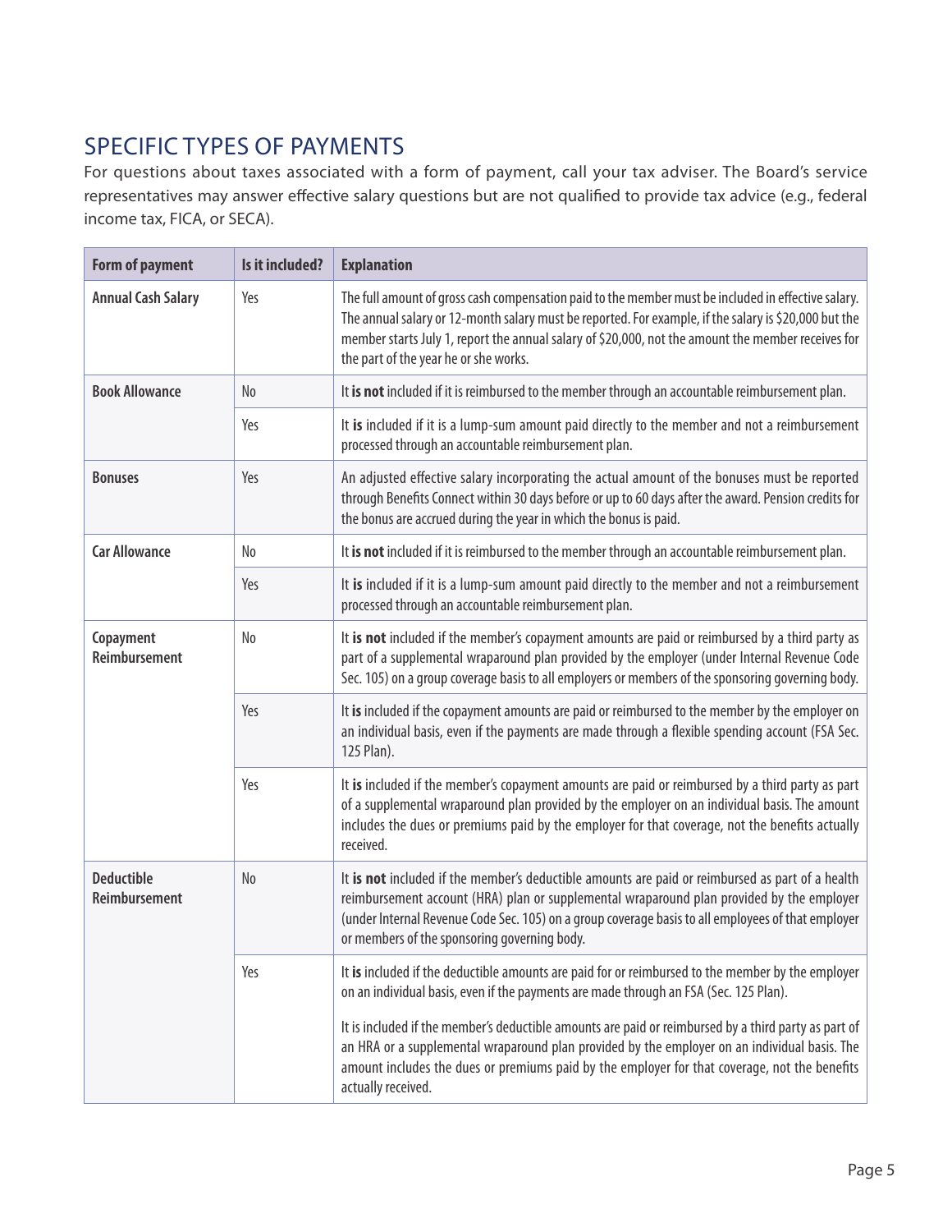## SPECIFIC TYPES OF PAYMENTS

For questions about taxes associated with a form of payment, call your tax adviser. The Board's service representatives may answer effective salary questions but are not qualified to provide tax advice (e.g., federal income tax, FICA, or SECA).

| Form of payment | Is it included? | Explanation |
|---|---|---|
| **Annual Cash Salary** | Yes | The full amount of gross cash compensation paid to the member must be included in effective salary. The annual salary or 12-month salary must be reported. For example, if the salary is $20,000 but the member starts July 1, report the annual salary of $20,000, not the amount the member receives for the part of the year he or she works. |
| **Book Allowance** | No | It **is not** included if it is reimbursed to the member through an accountable reimbursement plan. |
| | Yes | It **is** included if it is a lump-sum amount paid directly to the member and not a reimbursement processed through an accountable reimbursement plan. |
| **Bonuses** | Yes | An adjusted effective salary incorporating the actual amount of the bonuses must be reported through Benefits Connect within 30 days before or up to 60 days after the award. Pension credits for the bonus are accrued during the year in which the bonus is paid. |
| **Car Allowance** | No | It **is not** included if it is reimbursed to the member through an accountable reimbursement plan. |
| | Yes | It **is** included if it is a lump-sum amount paid directly to the member and not a reimbursement processed through an accountable reimbursement plan. |
| **Copayment Reimbursement** | No | It **is not** included if the member's copayment amounts are paid or reimbursed by a third party as part of a supplemental wraparound plan provided by the employer (under Internal Revenue Code Sec. 105) on a group coverage basis to all employers or members of the sponsoring governing body. |
| | Yes | It **is** included if the copayment amounts are paid or reimbursed to the member by the employer on an individual basis, even if the payments are made through a flexible spending account (FSA Sec. 125 Plan). |
| | Yes | It **is** included if the member's copayment amounts are paid or reimbursed by a third party as part of a supplemental wraparound plan provided by the employer on an individual basis. The amount includes the dues or premiums paid by the employer for that coverage, not the benefits actually received. |
| **Deductible Reimbursement** | No | It **is not** included if the member's deductible amounts are paid or reimbursed as part of a health reimbursement account (HRA) plan or supplemental wraparound plan provided by the employer (under Internal Revenue Code Sec. 105) on a group coverage basis to all employees of that employer or members of the sponsoring governing body. |
| | Yes | It **is** included if the deductible amounts are paid for or reimbursed to the member by the employer on an individual basis, even if the payments are made through an FSA (Sec. 125 Plan).<br><br>It is included if the member's deductible amounts are paid or reimbursed by a third party as part of an HRA or a supplemental wraparound plan provided by the employer on an individual basis. The amount includes the dues or premiums paid by the employer for that coverage, not the benefits actually received. |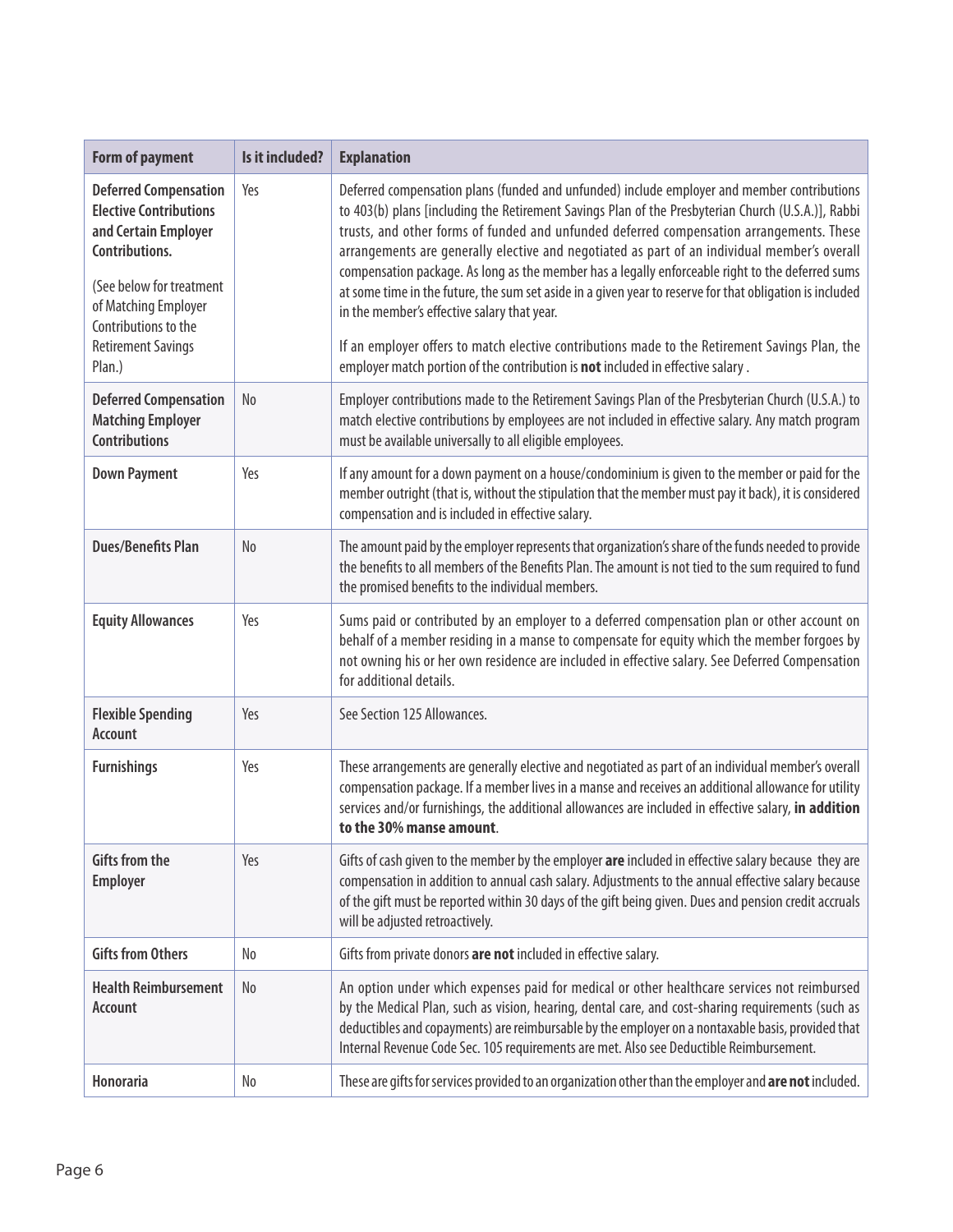| Form of payment | Is it included? | Explanation |
|---|---|---|
| **Deferred Compensation Elective Contributions and Certain Employer Contributions.** (See below for treatment of Matching Employer Contributions to the Retirement Savings Plan.) | Yes | Deferred compensation plans (funded and unfunded) include employer and member contributions to 403(b) plans [including the Retirement Savings Plan of the Presbyterian Church (U.S.A.)], Rabbi trusts, and other forms of funded and unfunded deferred compensation arrangements. These arrangements are generally elective and negotiated as part of an individual member's overall compensation package. As long as the member has a legally enforceable right to the deferred sums at some time in the future, the sum set aside in a given year to reserve for that obligation is included in the member's effective salary that year. If an employer offers to match elective contributions made to the Retirement Savings Plan, the employer match portion of the contribution is **not** included in effective salary . |
| **Deferred Compensation Matching Employer Contributions** | No | Employer contributions made to the Retirement Savings Plan of the Presbyterian Church (U.S.A.) to match elective contributions by employees are not included in effective salary. Any match program must be available universally to all eligible employees. |
| **Down Payment** | Yes | If any amount for a down payment on a house/condominium is given to the member or paid for the member outright (that is, without the stipulation that the member must pay it back), it is considered compensation and is included in effective salary. |
| **Dues/Benefits Plan** | No | The amount paid by the employer represents that organization's share of the funds needed to provide the benefits to all members of the Benefits Plan. The amount is not tied to the sum required to fund the promised benefits to the individual members. |
| **Equity Allowances** | Yes | Sums paid or contributed by an employer to a deferred compensation plan or other account on behalf of a member residing in a manse to compensate for equity which the member forgoes by not owning his or her own residence are included in effective salary. See Deferred Compensation for additional details. |
| **Flexible Spending Account** | Yes | See Section 125 Allowances. |
| **Furnishings** | Yes | These arrangements are generally elective and negotiated as part of an individual member's overall compensation package. If a member lives in a manse and receives an additional allowance for utility services and/or furnishings, the additional allowances are included in effective salary, **in addition to the 30% manse amount**. |
| **Gifts from the Employer** | Yes | Gifts of cash given to the member by the employer **are** included in effective salary because they are compensation in addition to annual cash salary. Adjustments to the annual effective salary because of the gift must be reported within 30 days of the gift being given. Dues and pension credit accruals will be adjusted retroactively. |
| **Gifts from Others** | No | Gifts from private donors **are not** included in effective salary. |
| **Health Reimbursement Account** | No | An option under which expenses paid for medical or other healthcare services not reimbursed by the Medical Plan, such as vision, hearing, dental care, and cost-sharing requirements (such as deductibles and copayments) are reimbursable by the employer on a nontaxable basis, provided that Internal Revenue Code Sec. 105 requirements are met. Also see Deductible Reimbursement. |
| **Honoraria** | No | These are gifts for services provided to an organization other than the employer and **are not** included. |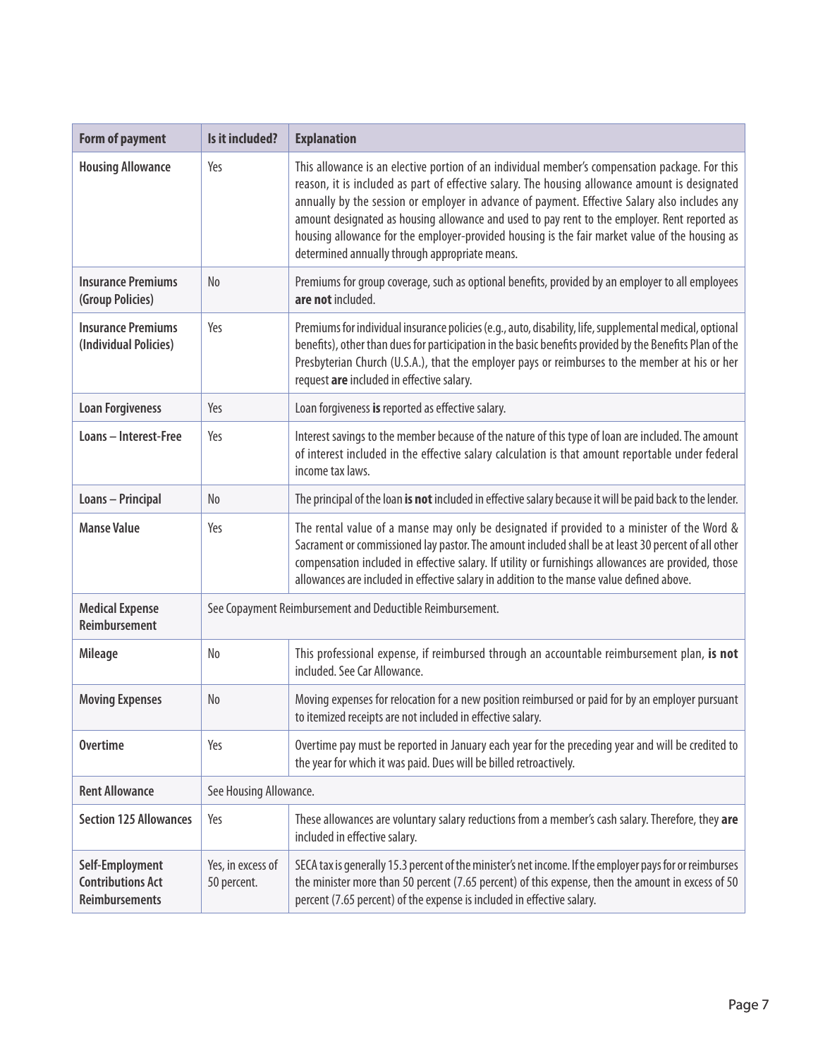| Form of payment | Is it included? | Explanation |
|---|---|---|
| **Housing Allowance** | Yes | This allowance is an elective portion of an individual member's compensation package. For this reason, it is included as part of effective salary. The housing allowance amount is designated annually by the session or employer in advance of payment. Effective Salary also includes any amount designated as housing allowance and used to pay rent to the employer. Rent reported as housing allowance for the employer-provided housing is the fair market value of the housing as determined annually through appropriate means. |
| **Insurance Premiums (Group Policies)** | No | Premiums for group coverage, such as optional benefits, provided by an employer to all employees **are not** included. |
| **Insurance Premiums (Individual Policies)** | Yes | Premiums for individual insurance policies (e.g., auto, disability, life, supplemental medical, optional benefits), other than dues for participation in the basic benefits provided by the Benefits Plan of the Presbyterian Church (U.S.A.), that the employer pays or reimburses to the member at his or her request **are** included in effective salary. |
| **Loan Forgiveness** | Yes | Loan forgiveness **is** reported as effective salary. |
| **Loans – Interest-Free** | Yes | Interest savings to the member because of the nature of this type of loan are included. The amount of interest included in the effective salary calculation is that amount reportable under federal income tax laws. |
| **Loans – Principal** | No | The principal of the loan **is not** included in effective salary because it will be paid back to the lender. |
| **Manse Value** | Yes | The rental value of a manse may only be designated if provided to a minister of the Word & Sacrament or commissioned lay pastor. The amount included shall be at least 30 percent of all other compensation included in effective salary. If utility or furnishings allowances are provided, those allowances are included in effective salary in addition to the manse value defined above. |
| **Medical Expense Reimbursement** | See Copayment Reimbursement and Deductible Reimbursement. | |
| **Mileage** | No | This professional expense, if reimbursed through an accountable reimbursement plan, **is not** included. See Car Allowance. |
| **Moving Expenses** | No | Moving expenses for relocation for a new position reimbursed or paid for by an employer pursuant to itemized receipts are not included in effective salary. |
| **Overtime** | Yes | Overtime pay must be reported in January each year for the preceding year and will be credited to the year for which it was paid. Dues will be billed retroactively. |
| **Rent Allowance** | See Housing Allowance. | |
| **Section 125 Allowances** | Yes | These allowances are voluntary salary reductions from a member's cash salary. Therefore, they **are** included in effective salary. |
| **Self-Employment Contributions Act Reimbursements** | Yes, in excess of 50 percent. | SECA tax is generally 15.3 percent of the minister's net income. If the employer pays for or reimburses the minister more than 50 percent (7.65 percent) of this expense, then the amount in excess of 50 percent (7.65 percent) of the expense is included in effective salary. |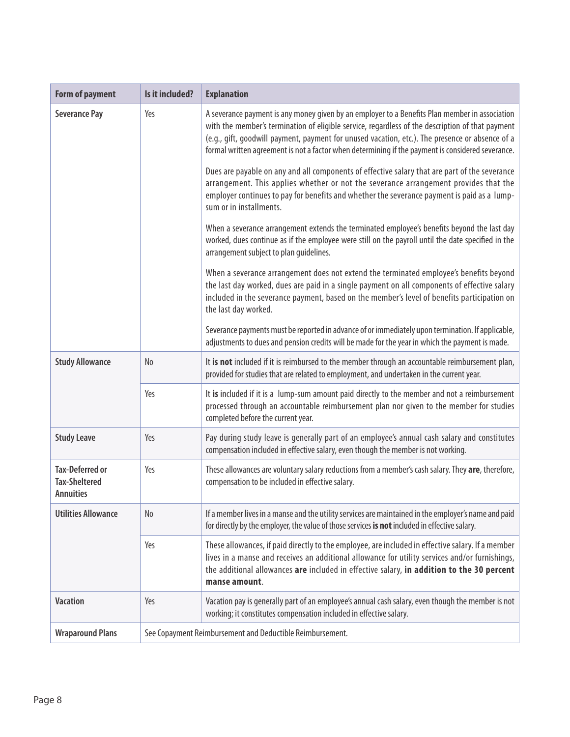| Form of payment | Is it included? | Explanation |
| --- | --- | --- |
| **Severance Pay** | Yes | A severance payment is any money given by an employer to a Benefits Plan member in association with the member's termination of eligible service, regardless of the description of that payment (e.g., gift, goodwill payment, payment for unused vacation, etc.). The presence or absence of a formal written agreement is not a factor when determining if the payment is considered severance.<br><br>Dues are payable on any and all components of effective salary that are part of the severance arrangement. This applies whether or not the severance arrangement provides that the employer continues to pay for benefits and whether the severance payment is paid as a lump-sum or in installments.<br><br>When a severance arrangement extends the terminated employee's benefits beyond the last day worked, dues continue as if the employee were still on the payroll until the date specified in the arrangement subject to plan guidelines.<br><br>When a severance arrangement does not extend the terminated employee's benefits beyond the last day worked, dues are paid in a single payment on all components of effective salary included in the severance payment, based on the member's level of benefits participation on the last day worked.<br><br>Severance payments must be reported in advance of or immediately upon termination. If applicable, adjustments to dues and pension credits will be made for the year in which the payment is made. |
| **Study Allowance** | No | It **is not** included if it is reimbursed to the member through an accountable reimbursement plan, provided for studies that are related to employment, and undertaken in the current year. |
| | Yes | It **is** included if it is a lump-sum amount paid directly to the member and not a reimbursement processed through an accountable reimbursement plan nor given to the member for studies completed before the current year. |
| **Study Leave** | Yes | Pay during study leave is generally part of an employee's annual cash salary and constitutes compensation included in effective salary, even though the member is not working. |
| **Tax-Deferred or Tax-Sheltered Annuities** | Yes | These allowances are voluntary salary reductions from a member's cash salary. They **are**, therefore, compensation to be included in effective salary. |
| **Utilities Allowance** | No | If a member lives in a manse and the utility services are maintained in the employer's name and paid for directly by the employer, the value of those services **is not** included in effective salary. |
| | Yes | These allowances, if paid directly to the employee, are included in effective salary. If a member lives in a manse and receives an additional allowance for utility services and/or furnishings, the additional allowances **are** included in effective salary, **in addition to the 30 percent manse amount**. |
| **Vacation** | Yes | Vacation pay is generally part of an employee's annual cash salary, even though the member is not working; it constitutes compensation included in effective salary. |
| **Wraparound Plans** | See Copayment Reimbursement and Deductible Reimbursement. | |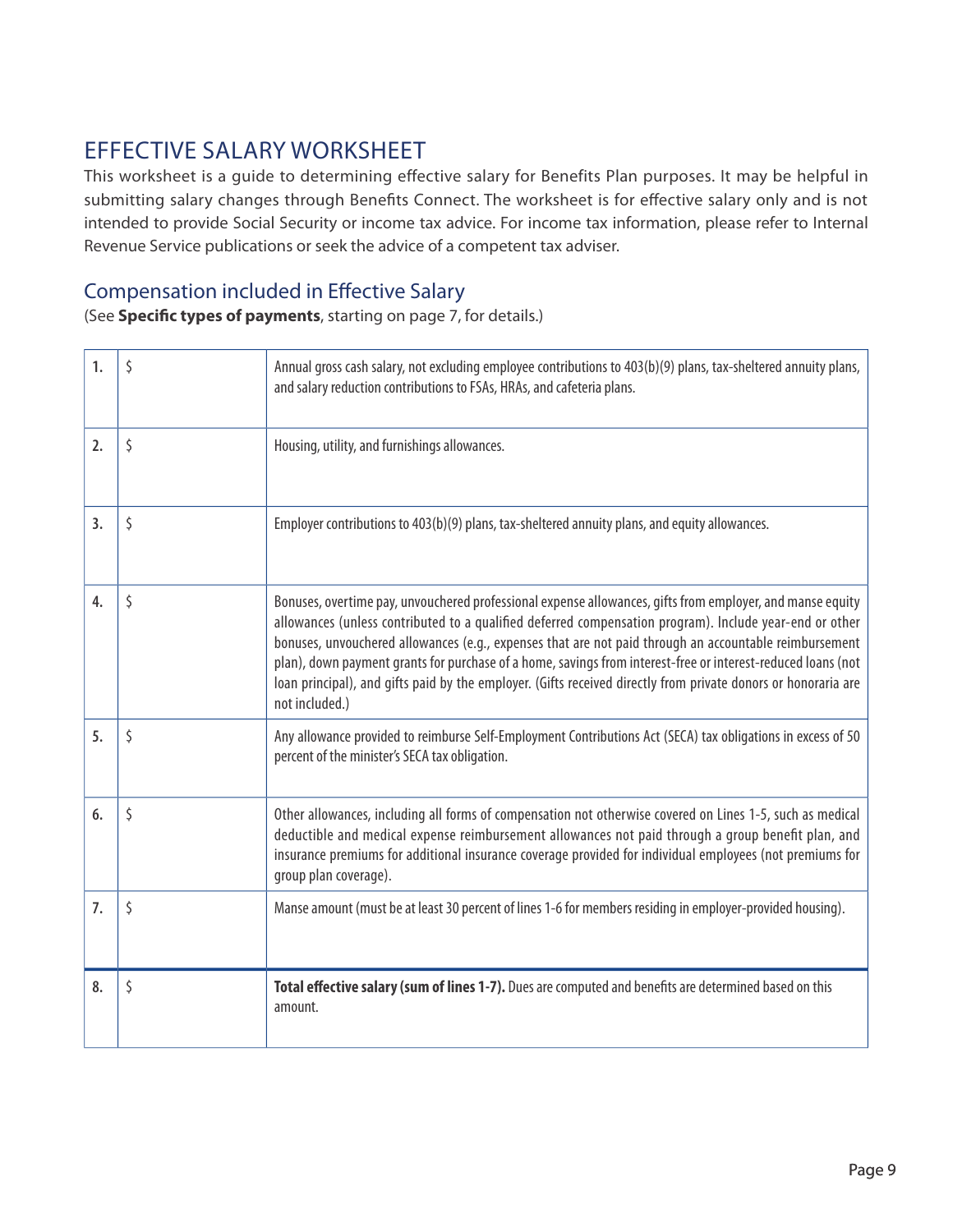## EFFECTIVE SALARY WORKSHEET

This worksheet is a guide to determining effective salary for Benefits Plan purposes. It may be helpful in submitting salary changes through Benefits Connect. The worksheet is for effective salary only and is not intended to provide Social Security or income tax advice. For income tax information, please refer to Internal Revenue Service publications or seek the advice of a competent tax adviser.

### Compensation included in Effective Salary

(See **Specific types of payments**, starting on page 7, for details.)

| | | |
|---|---|---|
| **1.** | $ | Annual gross cash salary, not excluding employee contributions to 403(b)(9) plans, tax-sheltered annuity plans, and salary reduction contributions to FSAs, HRAs, and cafeteria plans. |
| **2.** | $ | Housing, utility, and furnishings allowances. |
| **3.** | $ | Employer contributions to 403(b)(9) plans, tax-sheltered annuity plans, and equity allowances. |
| **4.** | $ | Bonuses, overtime pay, unvouchered professional expense allowances, gifts from employer, and manse equity allowances (unless contributed to a qualified deferred compensation program). Include year-end or other bonuses, unvouchered allowances (e.g., expenses that are not paid through an accountable reimbursement plan), down payment grants for purchase of a home, savings from interest-free or interest-reduced loans (not loan principal), and gifts paid by the employer. (Gifts received directly from private donors or honoraria are not included.) |
| **5.** | $ | Any allowance provided to reimburse Self-Employment Contributions Act (SECA) tax obligations in excess of 50 percent of the minister's SECA tax obligation. |
| **6.** | $ | Other allowances, including all forms of compensation not otherwise covered on Lines 1-5, such as medical deductible and medical expense reimbursement allowances not paid through a group benefit plan, and insurance premiums for additional insurance coverage provided for individual employees (not premiums for group plan coverage). |
| **7.** | $ | Manse amount (must be at least 30 percent of lines 1-6 for members residing in employer-provided housing). |
| **8.** | $ | **Total effective salary (sum of lines 1-7).** Dues are computed and benefits are determined based on this amount. |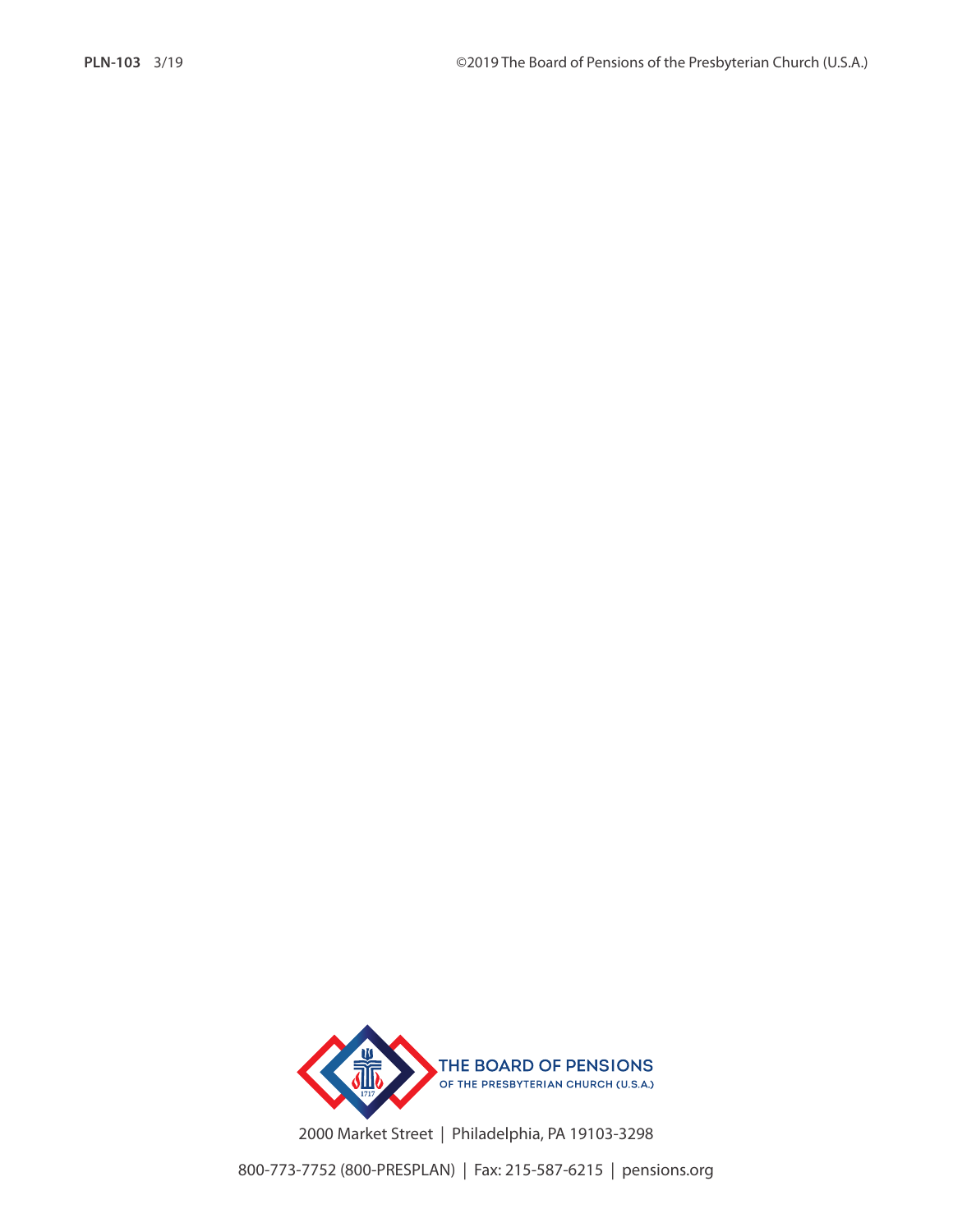PLN-103 3/19

©2019 The Board of Pensions of the Presbyterian Church (U.S.A.)

THE BOARD OF PENSIONS
OF THE PRESBYTERIAN CHURCH (U.S.A.)

2000 Market Street | Philadelphia, PA 19103-3298

800-773-7752 (800-PRESPLAN) | Fax: 215-587-6215 | pensions.org